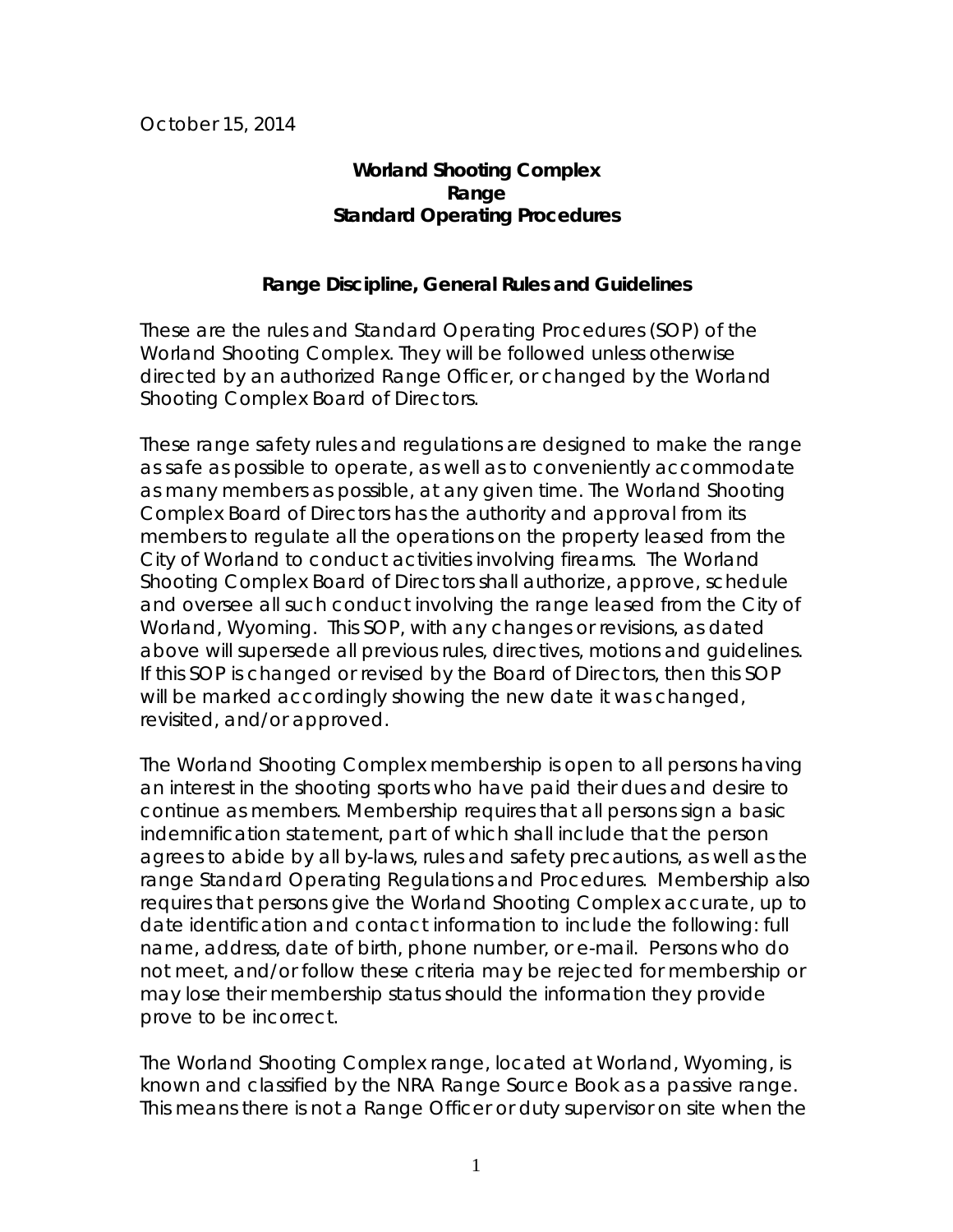October 15, 2014

# Worland Shooting Complex
# Range
# Standard Operating Procedures

## Range Discipline, General Rules and Guidelines

These are the rules and Standard Operating Procedures (SOP) of the Worland Shooting Complex. They will be followed unless otherwise directed by an authorized Range Officer, or changed by the Worland Shooting Complex Board of Directors.

These range safety rules and regulations are designed to make the range as safe as possible to operate, as well as to conveniently accommodate as many members as possible, at any given time. The Worland Shooting Complex Board of Directors has the authority and approval from its members to regulate all the operations on the property leased from the City of Worland to conduct activities involving firearms. The Worland Shooting Complex Board of Directors shall authorize, approve, schedule and oversee all such conduct involving the range leased from the City of Worland, Wyoming. This SOP, with any changes or revisions, as dated above will supersede all previous rules, directives, motions and guidelines. If this SOP is changed or revised by the Board of Directors, then this SOP will be marked accordingly showing the new date it was changed, revisited, and/or approved.

The Worland Shooting Complex membership is open to all persons having an interest in the shooting sports who have paid their dues and desire to continue as members. Membership requires that all persons sign a basic indemnification statement, part of which shall include that the person agrees to abide by all by-laws, rules and safety precautions, as well as the range Standard Operating Regulations and Procedures. Membership also requires that persons give the Worland Shooting Complex accurate, up to date identification and contact information to include the following: full name, address, date of birth, phone number, or e-mail. Persons who do not meet, and/or follow these criteria may be rejected for membership or may lose their membership status should the information they provide prove to be incorrect.

The Worland Shooting Complex range, located at Worland, Wyoming, is known and classified by the NRA Range Source Book as a passive range. This means there is not a Range Officer or duty supervisor on site when the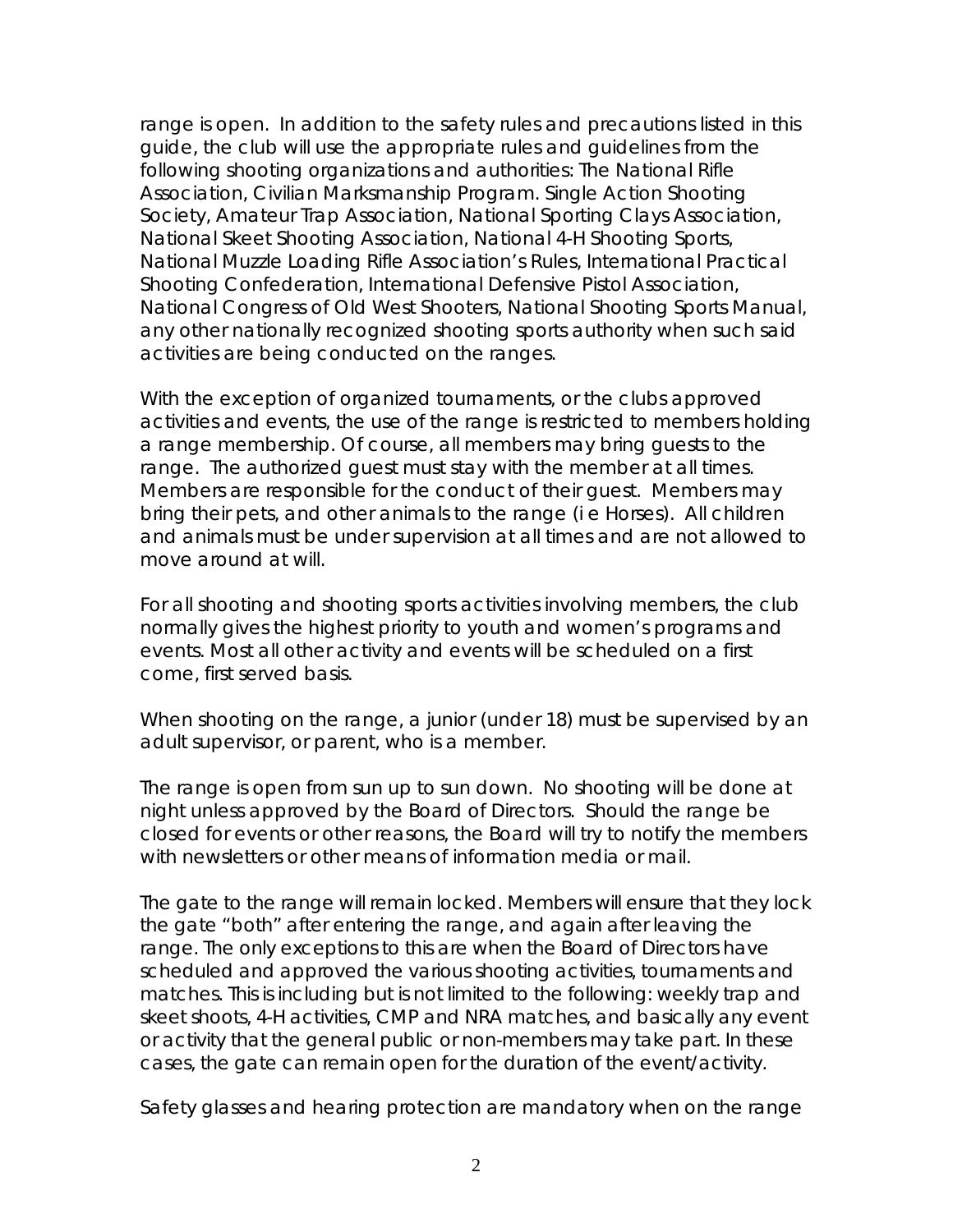range is open. In addition to the safety rules and precautions listed in this guide, the club will use the appropriate rules and guidelines from the following shooting organizations and authorities: The National Rifle Association, Civilian Marksmanship Program. Single Action Shooting Society, Amateur Trap Association, National Sporting Clays Association, National Skeet Shooting Association, National 4-H Shooting Sports, National Muzzle Loading Rifle Association's Rules, International Practical Shooting Confederation, International Defensive Pistol Association, National Congress of Old West Shooters, National Shooting Sports Manual, any other nationally recognized shooting sports authority when such said activities are being conducted on the ranges.

With the exception of organized tournaments, or the clubs approved activities and events, the use of the range is restricted to members holding a range membership. Of course, all members may bring guests to the range. The authorized guest must stay with the member at all times. Members are responsible for the conduct of their guest. Members may bring their pets, and other animals to the range (i e Horses). All children and animals must be under supervision at all times and are not allowed to move around at will.

For all shooting and shooting sports activities involving members, the club normally gives the highest priority to youth and women's programs and events. Most all other activity and events will be scheduled on a first come, first served basis.

When shooting on the range, a junior (under 18) must be supervised by an adult supervisor, or parent, who is a member.

The range is open from sun up to sun down. No shooting will be done at night unless approved by the Board of Directors. Should the range be closed for events or other reasons, the Board will try to notify the members with newsletters or other means of information media or mail.

The gate to the range will remain locked. Members will ensure that they lock the gate "both" after entering the range, and again after leaving the range. The only exceptions to this are when the Board of Directors have scheduled and approved the various shooting activities, tournaments and matches. This is including but is not limited to the following: weekly trap and skeet shoots, 4-H activities, CMP and NRA matches, and basically any event or activity that the general public or non-members may take part. In these cases, the gate can remain open for the duration of the event/activity.

Safety glasses and hearing protection are mandatory when on the range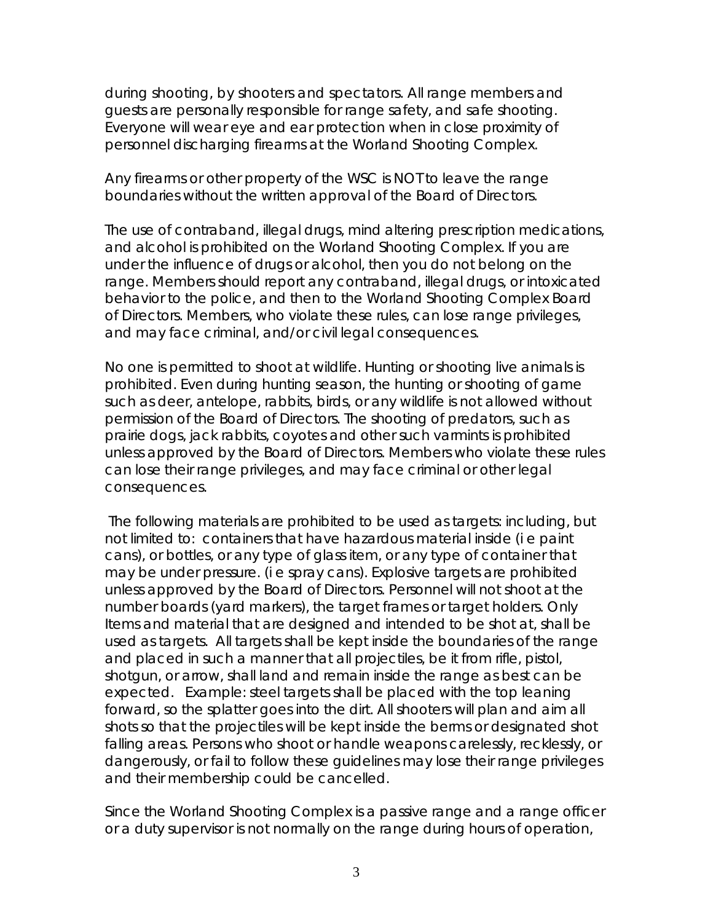during shooting, by shooters and spectators. All range members and guests are personally responsible for range safety, and safe shooting. Everyone will wear eye and ear protection when in close proximity of personnel discharging firearms at the Worland Shooting Complex.

Any firearms or other property of the WSC is NOT to leave the range boundaries without the written approval of the Board of Directors.

The use of contraband, illegal drugs, mind altering prescription medications, and alcohol is prohibited on the Worland Shooting Complex. If you are under the influence of drugs or alcohol, then you do not belong on the range. Members should report any contraband, illegal drugs, or intoxicated behavior to the police, and then to the Worland Shooting Complex Board of Directors. Members, who violate these rules, can lose range privileges, and may face criminal, and/or civil legal consequences.

No one is permitted to shoot at wildlife. Hunting or shooting live animals is prohibited. Even during hunting season, the hunting or shooting of game such as deer, antelope, rabbits, birds, or any wildlife is not allowed without permission of the Board of Directors. The shooting of predators, such as prairie dogs, jack rabbits, coyotes and other such varmints is prohibited unless approved by the Board of Directors. Members who violate these rules can lose their range privileges, and may face criminal or other legal consequences.

The following materials are prohibited to be used as targets: including, but not limited to: containers that have hazardous material inside (i e paint cans), or bottles, or any type of glass item, or any type of container that may be under pressure. (i e spray cans). Explosive targets are prohibited unless approved by the Board of Directors. Personnel will not shoot at the number boards (yard markers), the target frames or target holders. Only Items and material that are designed and intended to be shot at, shall be used as targets. All targets shall be kept inside the boundaries of the range and placed in such a manner that all projectiles, be it from rifle, pistol, shotgun, or arrow, shall land and remain inside the range as best can be expected. Example: steel targets shall be placed with the top leaning forward, so the splatter goes into the dirt. All shooters will plan and aim all shots so that the projectiles will be kept inside the berms or designated shot falling areas. Persons who shoot or handle weapons carelessly, recklessly, or dangerously, or fail to follow these guidelines may lose their range privileges and their membership could be cancelled.

Since the Worland Shooting Complex is a passive range and a range officer or a duty supervisor is not normally on the range during hours of operation,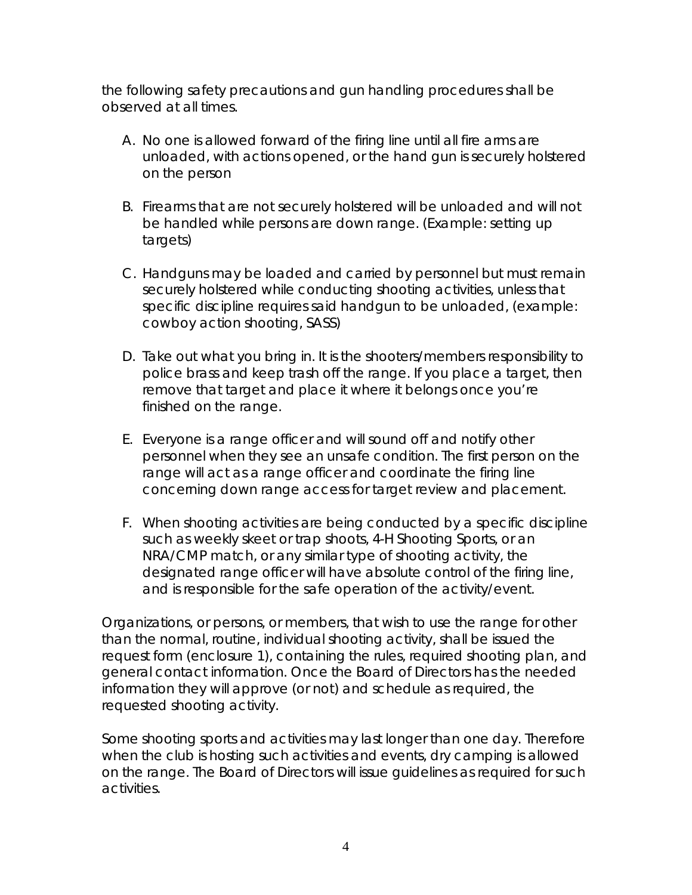the following safety precautions and gun handling procedures shall be observed at all times.

A. No one is allowed forward of the firing line until all fire arms are unloaded, with actions opened, or the hand gun is securely holstered on the person

B. Firearms that are not securely holstered will be unloaded and will not be handled while persons are down range. (Example: setting up targets)

C. Handguns may be loaded and carried by personnel but must remain securely holstered while conducting shooting activities, unless that specific discipline requires said handgun to be unloaded, (example: cowboy action shooting, SASS)

D. Take out what you bring in. It is the shooters/members responsibility to police brass and keep trash off the range. If you place a target, then remove that target and place it where it belongs once you're finished on the range.

E. Everyone is a range officer and will sound off and notify other personnel when they see an unsafe condition. The first person on the range will act as a range officer and coordinate the firing line concerning down range access for target review and placement.

F. When shooting activities are being conducted by a specific discipline such as weekly skeet or trap shoots, 4-H Shooting Sports, or an NRA/CMP match, or any similar type of shooting activity, the designated range officer will have absolute control of the firing line, and is responsible for the safe operation of the activity/event.

Organizations, or persons, or members, that wish to use the range for other than the normal, routine, individual shooting activity, shall be issued the request form (enclosure 1), containing the rules, required shooting plan, and general contact information. Once the Board of Directors has the needed information they will approve (or not) and schedule as required, the requested shooting activity.

Some shooting sports and activities may last longer than one day. Therefore when the club is hosting such activities and events, dry camping is allowed on the range. The Board of Directors will issue guidelines as required for such activities.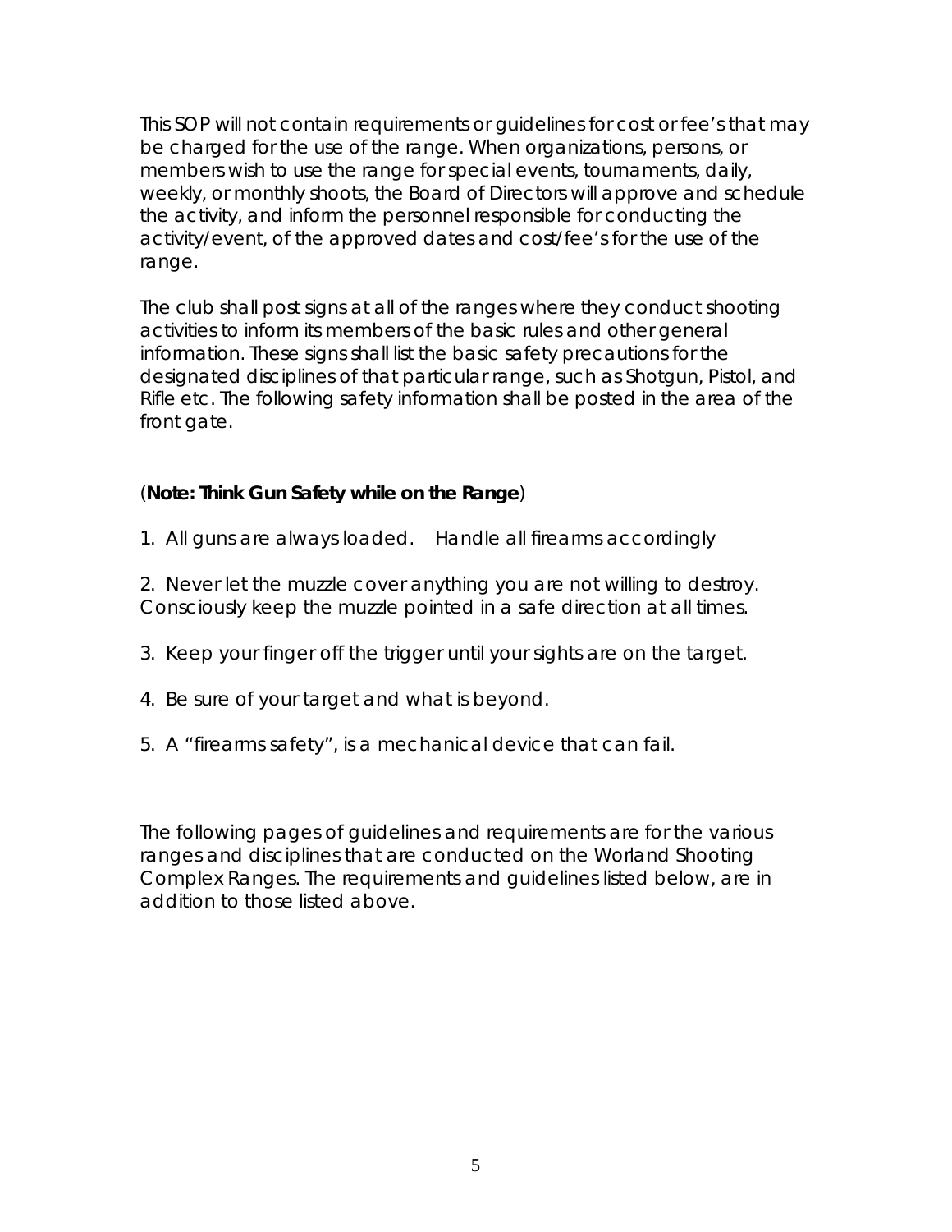This SOP will not contain requirements or guidelines for cost or fee's that may be charged for the use of the range. When organizations, persons, or members wish to use the range for special events, tournaments, daily, weekly, or monthly shoots, the Board of Directors will approve and schedule the activity, and inform the personnel responsible for conducting the activity/event, of the approved dates and cost/fee's for the use of the range.

The club shall post signs at all of the ranges where they conduct shooting activities to inform its members of the basic rules and other general information. These signs shall list the basic safety precautions for the designated disciplines of that particular range, such as Shotgun, Pistol, and Rifle etc. The following safety information shall be posted in the area of the front gate.

(**Note: Think Gun Safety while on the Range**)

1. All guns are always loaded. Handle all firearms accordingly

2. Never let the muzzle cover anything you are not willing to destroy. Consciously keep the muzzle pointed in a safe direction at all times.

3. Keep your finger off the trigger until your sights are on the target.

4. Be sure of your target and what is beyond.

5. A "firearms safety", is a mechanical device that can fail.

The following pages of guidelines and requirements are for the various ranges and disciplines that are conducted on the Worland Shooting Complex Ranges. The requirements and guidelines listed below, are in addition to those listed above.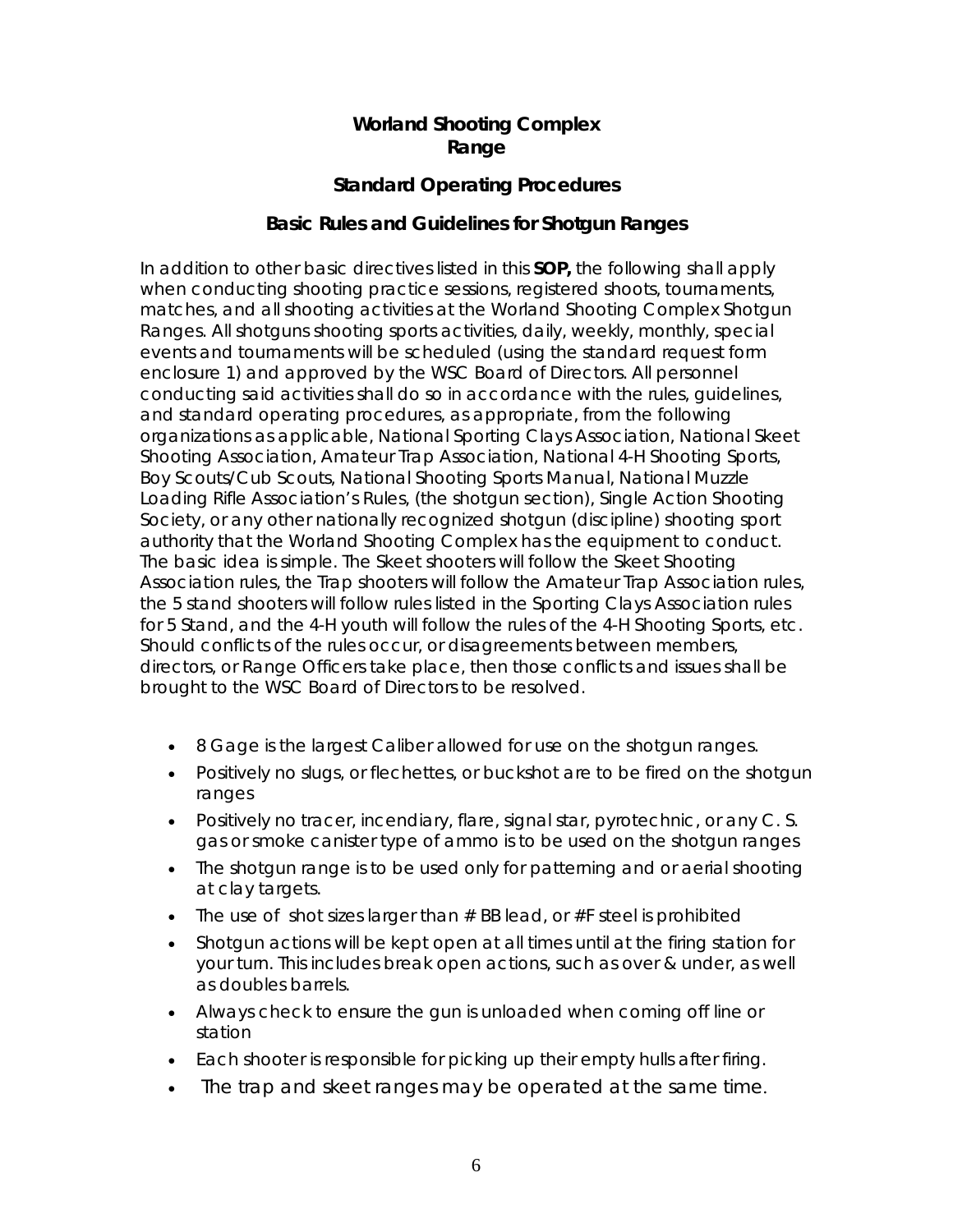# Worland Shooting Complex
# Range

## Standard Operating Procedures

### Basic Rules and Guidelines for Shotgun Ranges

In addition to other basic directives listed in this **SOP,** the following shall apply when conducting shooting practice sessions, registered shoots, tournaments, matches, and all shooting activities at the Worland Shooting Complex Shotgun Ranges. All shotguns shooting sports activities, daily, weekly, monthly, special events and tournaments will be scheduled (using the standard request form enclosure 1) and approved by the WSC Board of Directors. All personnel conducting said activities shall do so in accordance with the rules, guidelines, and standard operating procedures, as appropriate, from the following organizations as applicable, National Sporting Clays Association, National Skeet Shooting Association, Amateur Trap Association, National 4-H Shooting Sports, Boy Scouts/Cub Scouts, National Shooting Sports Manual, National Muzzle Loading Rifle Association's Rules, (the shotgun section), Single Action Shooting Society, or any other nationally recognized shotgun (discipline) shooting sport authority that the Worland Shooting Complex has the equipment to conduct. The basic idea is simple. The Skeet shooters will follow the Skeet Shooting Association rules, the Trap shooters will follow the Amateur Trap Association rules, the 5 stand shooters will follow rules listed in the Sporting Clays Association rules for 5 Stand, and the 4-H youth will follow the rules of the 4-H Shooting Sports, etc. Should conflicts of the rules occur, or disagreements between members, directors, or Range Officers take place, then those conflicts and issues shall be brought to the WSC Board of Directors to be resolved.

- 8 Gage is the largest Caliber allowed for use on the shotgun ranges.
- Positively no slugs, or flechettes, or buckshot are to be fired on the shotgun ranges
- Positively no tracer, incendiary, flare, signal star, pyrotechnic, or any C. S. gas or smoke canister type of ammo is to be used on the shotgun ranges
- The shotgun range is to be used only for patterning and or aerial shooting at clay targets.
- The use of shot sizes larger than # BB lead, or #F steel is prohibited
- Shotgun actions will be kept open at all times until at the firing station for your turn. This includes break open actions, such as over & under, as well as doubles barrels.
- Always check to ensure the gun is unloaded when coming off line or station
- Each shooter is responsible for picking up their empty hulls after firing.
- The trap and skeet ranges may be operated at the same time.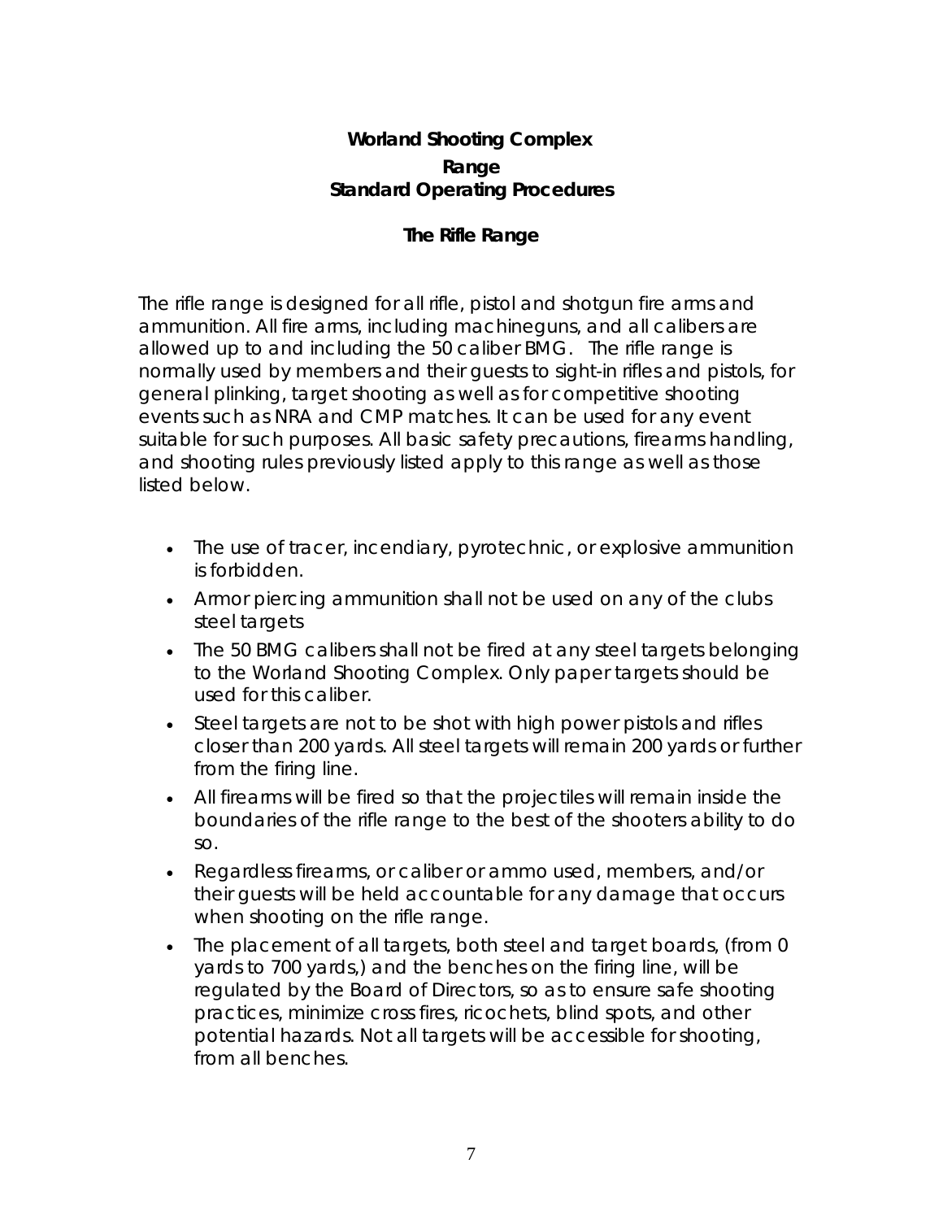**Worland Shooting Complex**

**Range**

**Standard Operating Procedures**

**The Rifle Range**

The rifle range is designed for all rifle, pistol and shotgun fire arms and ammunition. All fire arms, including machineguns, and all calibers are allowed up to and including the 50 caliber BMG. The rifle range is normally used by members and their guests to sight-in rifles and pistols, for general plinking, target shooting as well as for competitive shooting events such as NRA and CMP matches. It can be used for any event suitable for such purposes. All basic safety precautions, firearms handling, and shooting rules previously listed apply to this range as well as those listed below.

- The use of tracer, incendiary, pyrotechnic, or explosive ammunition is forbidden.
- Armor piercing ammunition shall not be used on any of the clubs steel targets
- The 50 BMG calibers shall not be fired at any steel targets belonging to the Worland Shooting Complex. Only paper targets should be used for this caliber.
- Steel targets are not to be shot with high power pistols and rifles closer than 200 yards. All steel targets will remain 200 yards or further from the firing line.
- All firearms will be fired so that the projectiles will remain inside the boundaries of the rifle range to the best of the shooters ability to do so.
- Regardless firearms, or caliber or ammo used, members, and/or their guests will be held accountable for any damage that occurs when shooting on the rifle range.
- The placement of all targets, both steel and target boards, (from 0 yards to 700 yards,) and the benches on the firing line, will be regulated by the Board of Directors, so as to ensure safe shooting practices, minimize cross fires, ricochets, blind spots, and other potential hazards. Not all targets will be accessible for shooting, from all benches.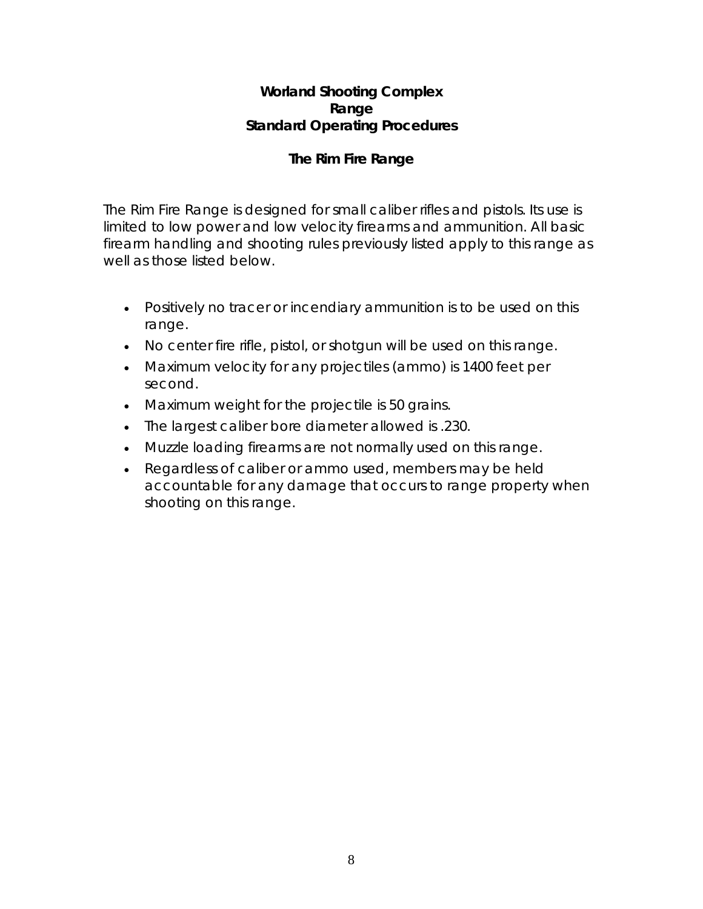**Worland Shooting Complex**
**Range**
**Standard Operating Procedures**

## The Rim Fire Range

The Rim Fire Range is designed for small caliber rifles and pistols. Its use is limited to low power and low velocity firearms and ammunition. All basic firearm handling and shooting rules previously listed apply to this range as well as those listed below.

- Positively no tracer or incendiary ammunition is to be used on this range.
- No center fire rifle, pistol, or shotgun will be used on this range.
- Maximum velocity for any projectiles (ammo) is 1400 feet per second.
- Maximum weight for the projectile is 50 grains.
- The largest caliber bore diameter allowed is .230.
- Muzzle loading firearms are not normally used on this range.
- Regardless of caliber or ammo used, members may be held accountable for any damage that occurs to range property when shooting on this range.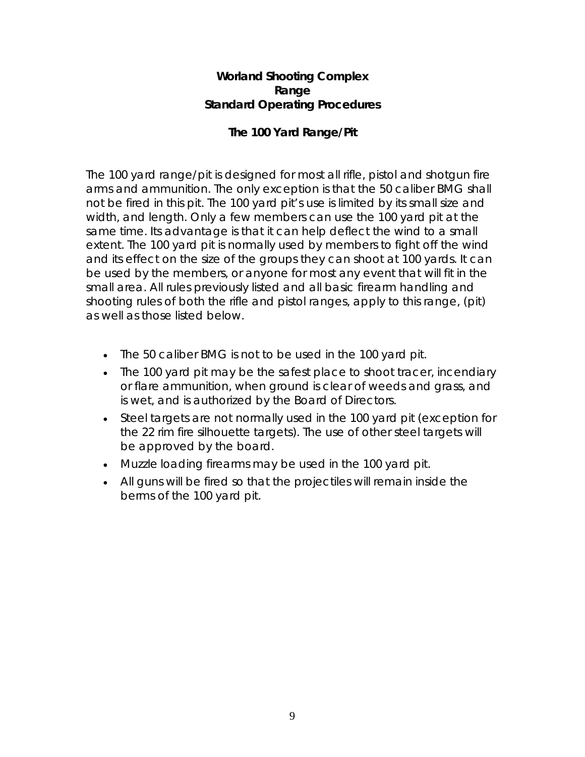**Worland Shooting Complex**
**Range**
**Standard Operating Procedures**

## The 100 Yard Range/Pit

The 100 yard range/pit is designed for most all rifle, pistol and shotgun fire arms and ammunition. The only exception is that the 50 caliber BMG shall not be fired in this pit. The 100 yard pit's use is limited by its small size and width, and length. Only a few members can use the 100 yard pit at the same time. Its advantage is that it can help deflect the wind to a small extent. The 100 yard pit is normally used by members to fight off the wind and its effect on the size of the groups they can shoot at 100 yards. It can be used by the members, or anyone for most any event that will fit in the small area. All rules previously listed and all basic firearm handling and shooting rules of both the rifle and pistol ranges, apply to this range, (pit) as well as those listed below.

- The 50 caliber BMG is not to be used in the 100 yard pit.
- The 100 yard pit may be the safest place to shoot tracer, incendiary or flare ammunition, when ground is clear of weeds and grass, and is wet, and is authorized by the Board of Directors.
- Steel targets are not normally used in the 100 yard pit (exception for the 22 rim fire silhouette targets). The use of other steel targets will be approved by the board.
- Muzzle loading firearms may be used in the 100 yard pit.
- All guns will be fired so that the projectiles will remain inside the berms of the 100 yard pit.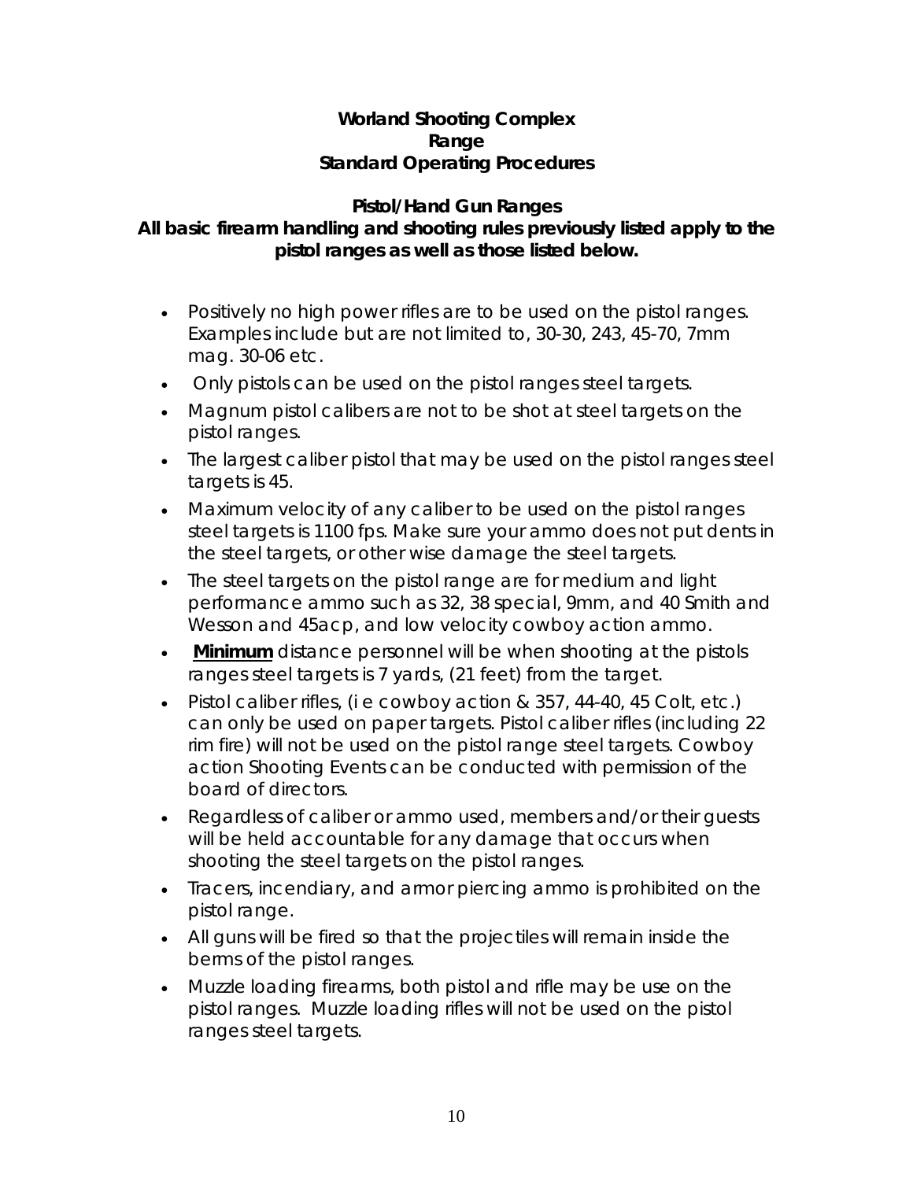**Worland Shooting Complex**
**Range**
**Standard Operating Procedures**

**Pistol/Hand Gun Ranges**
**All basic firearm handling and shooting rules previously listed apply to the pistol ranges as well as those listed below.**

- Positively no high power rifles are to be used on the pistol ranges. Examples include but are not limited to, 30-30, 243, 45-70, 7mm mag. 30-06 etc.
- Only pistols can be used on the pistol ranges steel targets.
- Magnum pistol calibers are not to be shot at steel targets on the pistol ranges.
- The largest caliber pistol that may be used on the pistol ranges steel targets is 45.
- Maximum velocity of any caliber to be used on the pistol ranges steel targets is 1100 fps. Make sure your ammo does not put dents in the steel targets, or other wise damage the steel targets.
- The steel targets on the pistol range are for medium and light performance ammo such as 32, 38 special, 9mm, and 40 Smith and Wesson and 45acp, and low velocity cowboy action ammo.
- **<u>Minimum</u>** distance personnel will be when shooting at the pistols ranges steel targets is 7 yards, (21 feet) from the target.
- Pistol caliber rifles, (i e cowboy action & 357, 44-40, 45 Colt, etc.) can only be used on paper targets. Pistol caliber rifles (including 22 rim fire) will not be used on the pistol range steel targets. Cowboy action Shooting Events can be conducted with permission of the board of directors.
- Regardless of caliber or ammo used, members and/or their guests will be held accountable for any damage that occurs when shooting the steel targets on the pistol ranges.
- Tracers, incendiary, and armor piercing ammo is prohibited on the pistol range.
- All guns will be fired so that the projectiles will remain inside the berms of the pistol ranges.
- Muzzle loading firearms, both pistol and rifle may be use on the pistol ranges. Muzzle loading rifles will not be used on the pistol ranges steel targets.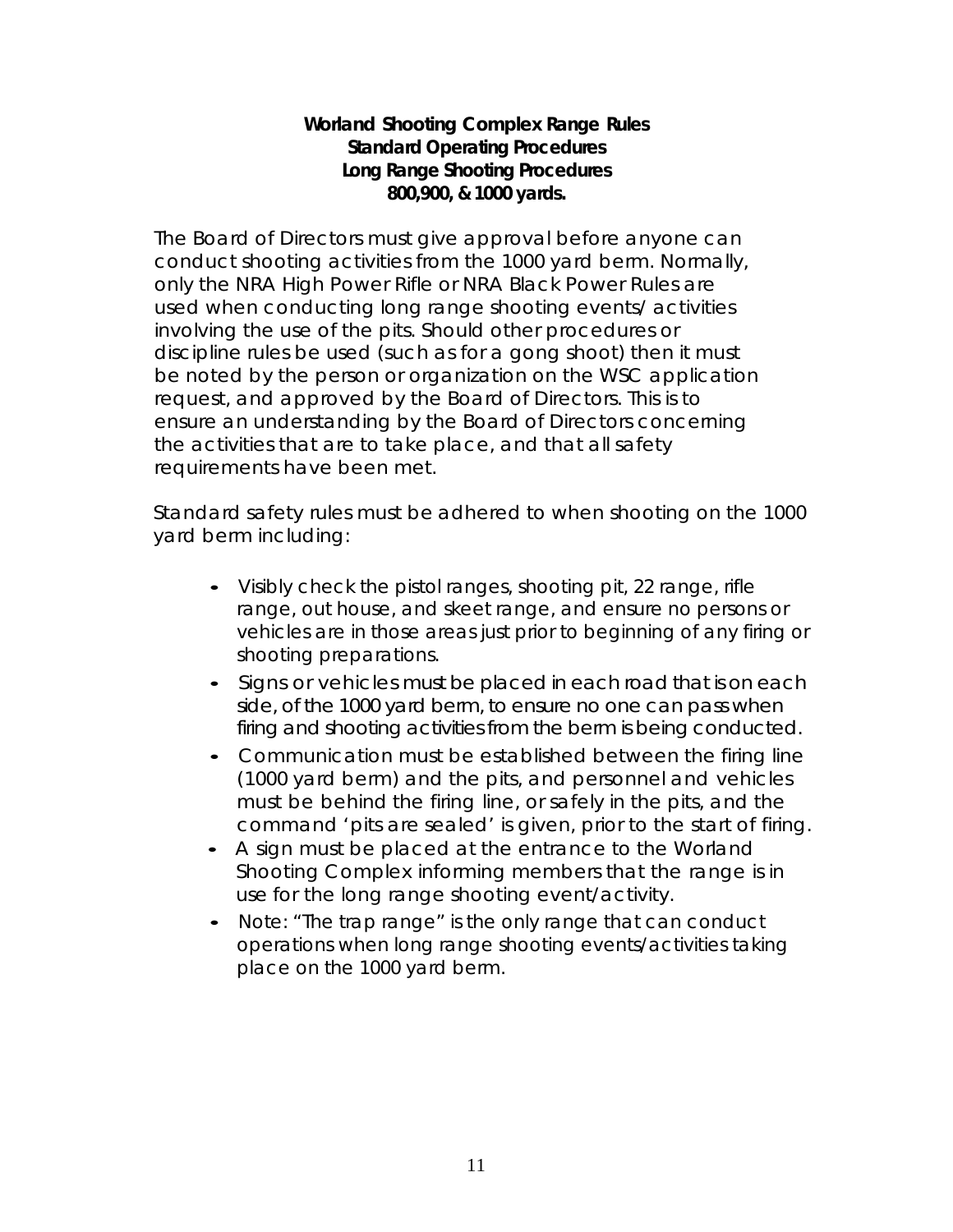**Worland Shooting Complex Range Rules**
**Standard Operating Procedures**
**Long Range Shooting Procedures**
**800,900, & 1000 yards.**

The Board of Directors must give approval before anyone can conduct shooting activities from the 1000 yard berm. Normally, only the NRA High Power Rifle or NRA Black Power Rules are used when conducting long range shooting events/ activities involving the use of the pits. Should other procedures or discipline rules be used (such as for a gong shoot) then it must be noted by the person or organization on the WSC application request, and approved by the Board of Directors. This is to ensure an understanding by the Board of Directors concerning the activities that are to take place, and that all safety requirements have been met.

Standard safety rules must be adhered to when shooting on the 1000 yard berm including:

- Visibly check the pistol ranges, shooting pit, 22 range, rifle range, out house, and skeet range, and ensure no persons or vehicles are in those areas just prior to beginning of any firing or shooting preparations.
- Signs or vehicles must be placed in each road that is on each side, of the 1000 yard berm, to ensure no one can pass when firing and shooting activities from the berm is being conducted.
- Communication must be established between the firing line (1000 yard berm) and the pits, and personnel and vehicles must be behind the firing line, or safely in the pits, and the command 'pits are sealed' is given, prior to the start of firing.
- A sign must be placed at the entrance to the Worland Shooting Complex informing members that the range is in use for the long range shooting event/activity.
- Note: "The trap range" is the only range that can conduct operations when long range shooting events/activities taking place on the 1000 yard berm.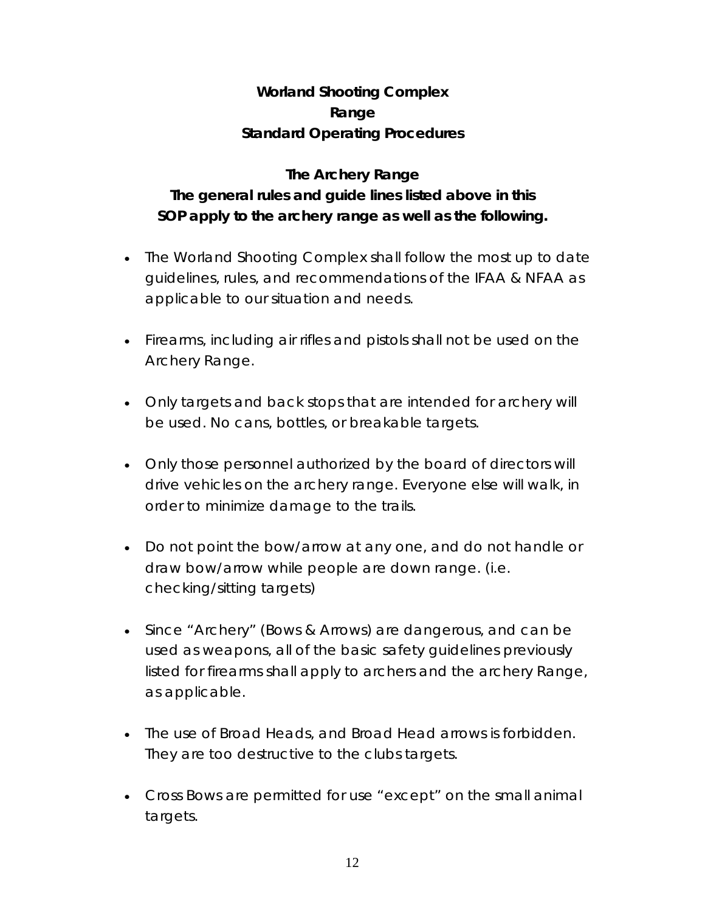**Worland Shooting Complex**
**Range**
**Standard Operating Procedures**

**The Archery Range**
**The general rules and guide lines listed above in this SOP apply to the archery range as well as the following.**

- The Worland Shooting Complex shall follow the most up to date guidelines, rules, and recommendations of the IFAA & NFAA as applicable to our situation and needs.
- Firearms, including air rifles and pistols shall not be used on the Archery Range.
- Only targets and back stops that are intended for archery will be used. No cans, bottles, or breakable targets.
- Only those personnel authorized by the board of directors will drive vehicles on the archery range. Everyone else will walk, in order to minimize damage to the trails.
- Do not point the bow/arrow at any one, and do not handle or draw bow/arrow while people are down range. (i.e. checking/sitting targets)
- Since “Archery” (Bows & Arrows) are dangerous, and can be used as weapons, all of the basic safety guidelines previously listed for firearms shall apply to archers and the archery Range, as applicable.
- The use of Broad Heads, and Broad Head arrows is forbidden. They are too destructive to the clubs targets.
- Cross Bows are permitted for use “except” on the small animal targets.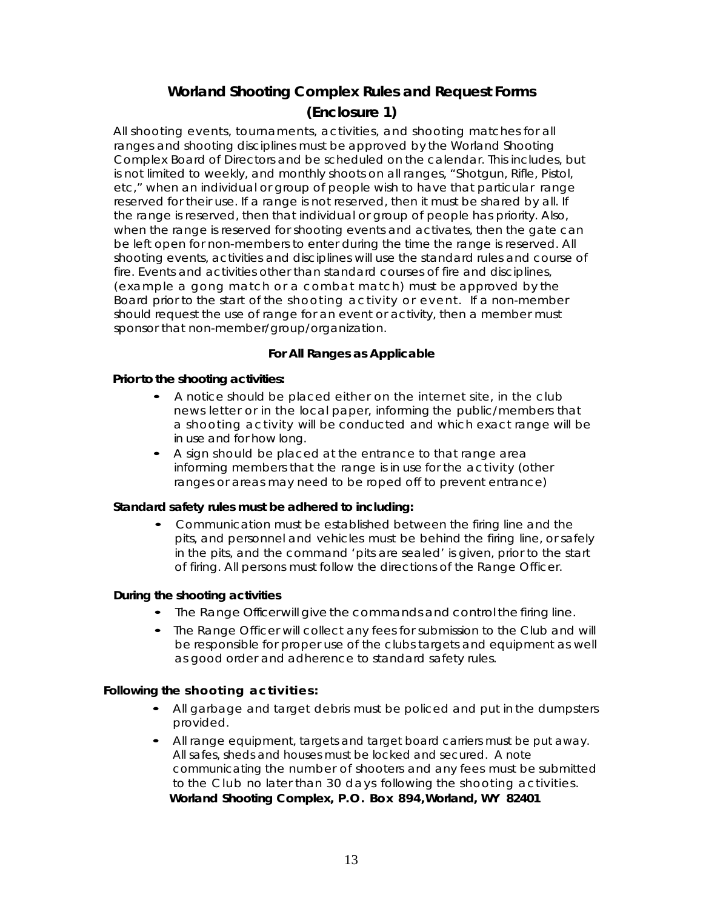# Worland Shooting Complex Rules and Request Forms

## (Enclosure 1)

All shooting events, tournaments, activities, and shooting matches for all ranges and shooting disciplines must be approved by the Worland Shooting Complex Board of Directors and be scheduled on the calendar. This includes, but is not limited to weekly, and monthly shoots on all ranges, "Shotgun, Rifle, Pistol, etc," when an individual or group of people wish to have that particular range reserved for their use. If a range is not reserved, then it must be shared by all. If the range is reserved, then that individual or group of people has priority. Also, when the range is reserved for shooting events and activates, then the gate can be left open for non-members to enter during the time the range is reserved. All shooting events, activities and disciplines will use the standard rules and course of fire. Events and activities other than standard courses of fire and disciplines, (example a gong match or a combat match) must be approved by the Board prior to the start of the shooting activity or event. If a non-member should request the use of range for an event or activity, then a member must sponsor that non-member/group/organization.

**For All Ranges as Applicable**

**Prior to the shooting activities:**

- A notice should be placed either on the internet site, in the club news letter or in the local paper, informing the public/members that a shooting activity will be conducted and which exact range will be in use and for how long.
- A sign should be placed at the entrance to that range area informing members that the range is in use for the activity (other ranges or areas may need to be roped off to prevent entrance)

**Standard safety rules must be adhered to including:**

- Communication must be established between the firing line and the pits, and personnel and vehicles must be behind the firing line, or safely in the pits, and the command 'pits are sealed' is given, prior to the start of firing. All persons must follow the directions of the Range Officer.

**During the shooting activities**

- The Range Officerwill give the commands and control the firing line.
- The Range Officer will collect any fees for submission to the Club and will be responsible for proper use of the clubs targets and equipment as well as good order and adherence to standard safety rules.

**Following the shooting activities:**

- All garbage and target debris must be policed and put in the dumpsters provided.
- All range equipment, targets and target board carriers must be put away. All safes, sheds and houses must be locked and secured. A note communicating the number of shooters and any fees must be submitted to the Club no later than 30 days following the shooting activities.

**Worland Shooting Complex, P.O. Box 894,Worland, WY 82401**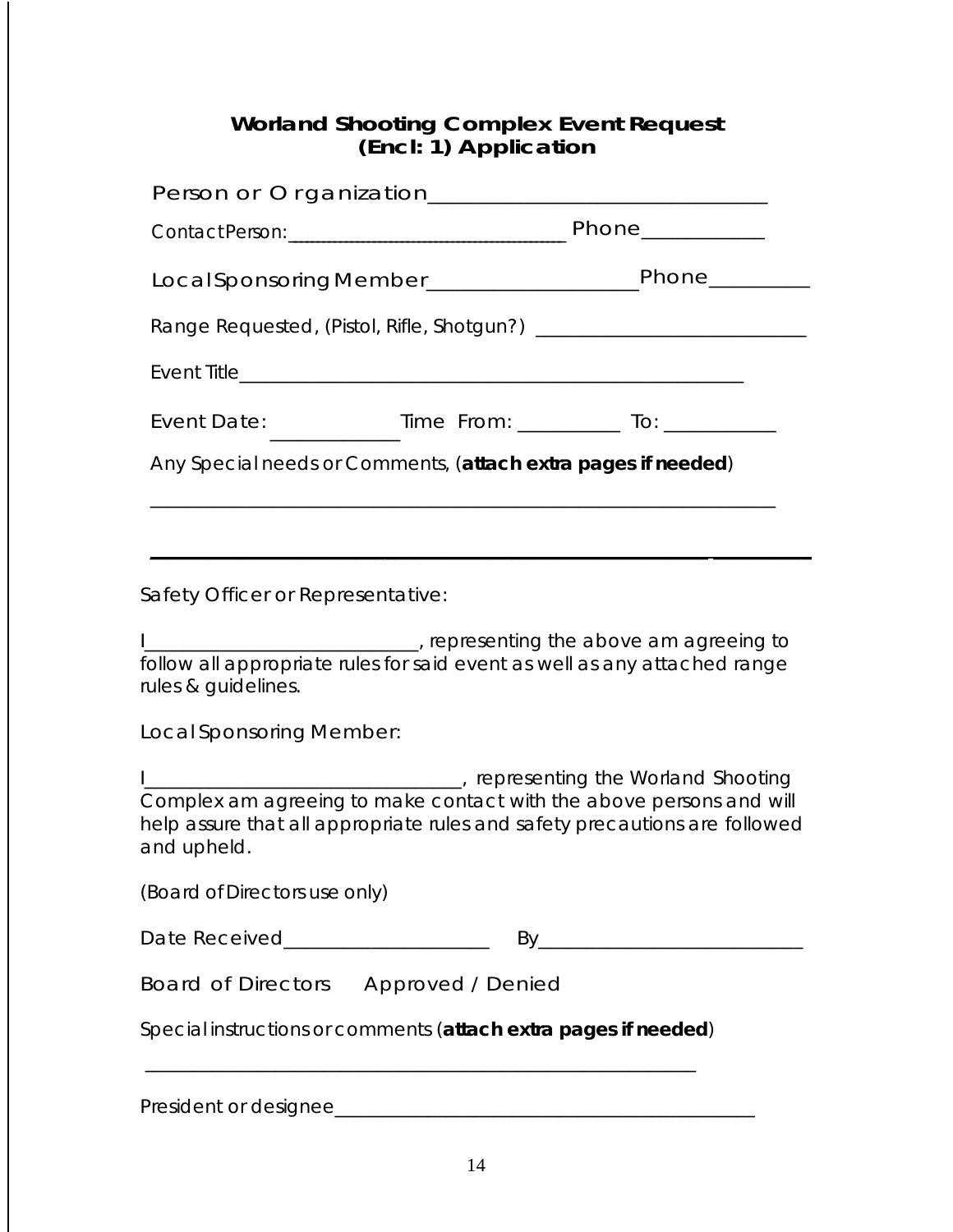## Worland Shooting Complex Event Request
## (Encl: 1) Application

Person or Organization_______________________________

Contact Person:___________________________________ Phone____________

Local Sponsoring Member____________________Phone__________

Range Requested, (Pistol, Rifle, Shotgun?) ___________________________

Event Title_______________________________________________

Event Date: ____________ Time From: __________ To: ___________

Any Special needs or Comments, (**attach extra pages if needed**)

_______________________________________________________________

_______________________________________________________________

Safety Officer or Representative:

I___________________________, representing the above am agreeing to follow all appropriate rules for said event as well as any attached range rules & guidelines.

Local Sponsoring Member:

I_______________________________, representing the Worland Shooting Complex am agreeing to make contact with the above persons and will help assure that all appropriate rules and safety precautions are followed and upheld.

(Board of Directors use only)

Date Received____________________ By__________________________

Board of Directors Approved / Denied

Special instructions or comments (**attach extra pages if needed**)

_______________________________________________________________

President or designee__________________________________________